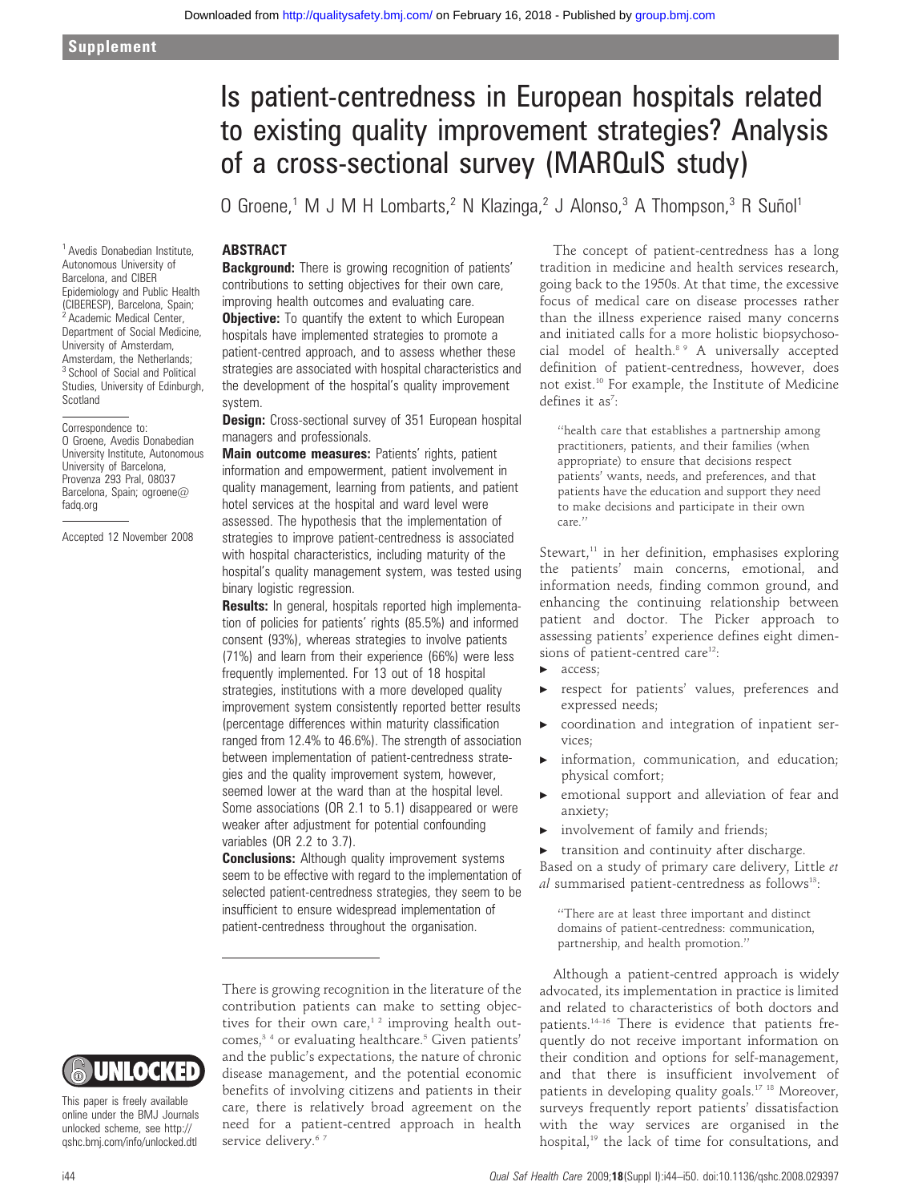# Is patient-centredness in European hospitals related to existing quality improvement strategies? Analysis of a cross-sectional survey (MARQuIS study)

O Groene,[1] M J M H Lombarts,[2] N Klazinga,[2] J Alonso,[3] A Thompson,[3] R Suñol[1]

[1] Avedis Donabedian Institute, Autonomous University of Barcelona, and CIBER Epidemiology and Public Health (CIBERESP), Barcelona, Spain; [2] Academic Medical Center, Department of Social Medicine, University of Amsterdam, Amsterdam, the Netherlands; [3] School of Social and Political Studies, University of Edinburgh, Scotland

Correspondence to: O Groene, Avedis Donabedian University Institute, Autonomous University of Barcelona, Provenza 293 Pral, 08037 Barcelona, Spain; ogroene@fadq.org

Accepted 12 November 2008

## ABSTRACT

**Background:** There is growing recognition of patients' contributions to setting objectives for their own care, improving health outcomes and evaluating care.

**Objective:** To quantify the extent to which European hospitals have implemented strategies to promote a patient-centred approach, and to assess whether these strategies are associated with hospital characteristics and the development of the hospital's quality improvement system.

**Design:** Cross-sectional survey of 351 European hospital managers and professionals.

**Main outcome measures:** Patients' rights, patient information and empowerment, patient involvement in quality management, learning from patients, and patient hotel services at the hospital and ward level were assessed. The hypothesis that the implementation of strategies to improve patient-centredness is associated with hospital characteristics, including maturity of the hospital's quality management system, was tested using binary logistic regression.

**Results:** In general, hospitals reported high implementation of policies for patients' rights (85.5%) and informed consent (93%), whereas strategies to involve patients (71%) and learn from their experience (66%) were less frequently implemented. For 13 out of 18 hospital strategies, institutions with a more developed quality improvement system consistently reported better results (percentage differences within maturity classification ranged from 12.4% to 46.6%). The strength of association between implementation of patient-centredness strategies and the quality improvement system, however, seemed lower at the ward than at the hospital level. Some associations (OR 2.1 to 5.1) disappeared or were weaker after adjustment for potential confounding variables (OR 2.2 to 3.7).

**Conclusions:** Although quality improvement systems seem to be effective with regard to the implementation of selected patient-centredness strategies, they seem to be insufficient to ensure widespread implementation of patient-centredness throughout the organisation.

This paper is freely available online under the BMJ Journals unlocked scheme, see http://qshc.bmj.com/info/unlocked.dtl

There is growing recognition in the literature of the contribution patients can make to setting objectives for their own care,[1 2] improving health outcomes,[3 4] or evaluating healthcare.[5] Given patients' and the public's expectations, the nature of chronic disease management, and the potential economic benefits of involving citizens and patients in their care, there is relatively broad agreement on the need for a patient-centred approach in health service delivery.[6 7]

The concept of patient-centredness has a long tradition in medicine and health services research, going back to the 1950s. At that time, the excessive focus of medical care on disease processes rather than the illness experience raised many concerns and initiated calls for a more holistic biopsychosocial model of health.[8 9] A universally accepted definition of patient-centredness, however, does not exist.[10] For example, the Institute of Medicine defines it as[7]:

> "health care that establishes a partnership among practitioners, patients, and their families (when appropriate) to ensure that decisions respect patients' wants, needs, and preferences, and that patients have the education and support they need to make decisions and participate in their own care."

Stewart,[11] in her definition, emphasises exploring the patients' main concerns, emotional, and information needs, finding common ground, and enhancing the continuing relationship between patient and doctor. The Picker approach to assessing patients' experience defines eight dimensions of patient-centred care[12]:

- access;
- respect for patients' values, preferences and expressed needs;
- coordination and integration of inpatient services;
- information, communication, and education; physical comfort;
- emotional support and alleviation of fear and anxiety;
- involvement of family and friends;
- transition and continuity after discharge.

Based on a study of primary care delivery, Little *et al* summarised patient-centredness as follows[13]:

> "There are at least three important and distinct domains of patient-centredness: communication, partnership, and health promotion."

Although a patient-centred approach is widely advocated, its implementation in practice is limited and related to characteristics of both doctors and patients.[14–16] There is evidence that patients frequently do not receive important information on their condition and options for self-management, and that there is insufficient involvement of patients in developing quality goals.[17 18] Moreover, surveys frequently report patients' dissatisfaction with the way services are organised in the hospital,[19] the lack of time for consultations, and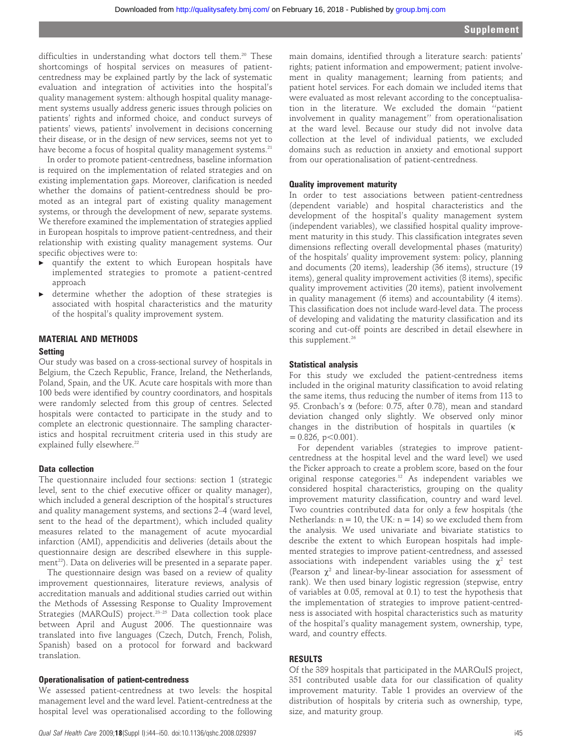difficulties in understanding what doctors tell them.[20] These shortcomings of hospital services on measures of patient-centredness may be explained partly by the lack of systematic evaluation and integration of activities into the hospital's quality management system: although hospital quality management systems usually address generic issues through policies on patients' rights and informed choice, and conduct surveys of patients' views, patients' involvement in decisions concerning their disease, or in the design of new services, seems not yet to have become a focus of hospital quality management systems.[21]

In order to promote patient-centredness, baseline information is required on the implementation of related strategies and on existing implementation gaps. Moreover, clarification is needed whether the domains of patient-centredness should be promoted as an integral part of existing quality management systems, or through the development of new, separate systems. We therefore examined the implementation of strategies applied in European hospitals to improve patient-centredness, and their relationship with existing quality management systems. Our specific objectives were to:

- quantify the extent to which European hospitals have implemented strategies to promote a patient-centred approach
- determine whether the adoption of these strategies is associated with hospital characteristics and the maturity of the hospital's quality improvement system.

## MATERIAL AND METHODS

### Setting

Our study was based on a cross-sectional survey of hospitals in Belgium, the Czech Republic, France, Ireland, the Netherlands, Poland, Spain, and the UK. Acute care hospitals with more than 100 beds were identified by country coordinators, and hospitals were randomly selected from this group of centres. Selected hospitals were contacted to participate in the study and to complete an electronic questionnaire. The sampling characteristics and hospital recruitment criteria used in this study are explained fully elsewhere.[22]

### Data collection

The questionnaire included four sections: section 1 (strategic level, sent to the chief executive officer or quality manager), which included a general description of the hospital's structures and quality management systems, and sections 2–4 (ward level, sent to the head of the department), which included quality measures related to the management of acute myocardial infarction (AMI), appendicitis and deliveries (details about the questionnaire design are described elsewhere in this supplement[22]). Data on deliveries will be presented in a separate paper.

The questionnaire design was based on a review of quality improvement questionnaires, literature reviews, analysis of accreditation manuals and additional studies carried out within the Methods of Assessing Response to Quality Improvement Strategies (MARQuIS) project.[23–25] Data collection took place between April and August 2006. The questionnaire was translated into five languages (Czech, Dutch, French, Polish, Spanish) based on a protocol for forward and backward translation.

### Operationalisation of patient-centredness

We assessed patient-centredness at two levels: the hospital management level and the ward level. Patient-centredness at the hospital level was operationalised according to the following main domains, identified through a literature search: patients' rights; patient information and empowerment; patient involvement in quality management; learning from patients; and patient hotel services. For each domain we included items that were evaluated as most relevant according to the conceptualisation in the literature. We excluded the domain "patient involvement in quality management" from operationalisation at the ward level. Because our study did not involve data collection at the level of individual patients, we excluded domains such as reduction in anxiety and emotional support from our operationalisation of patient-centredness.

### Quality improvement maturity

In order to test associations between patient-centredness (dependent variable) and hospital characteristics and the development of the hospital's quality management system (independent variables), we classified hospital quality improvement maturity in this study. This classification integrates seven dimensions reflecting overall developmental phases (maturity) of the hospitals' quality improvement system: policy, planning and documents (20 items), leadership (36 items), structure (19 items), general quality improvement activities (8 items), specific quality improvement activities (20 items), patient involvement in quality management (6 items) and accountability (4 items). This classification does not include ward-level data. The process of developing and validating the maturity classification and its scoring and cut-off points are described in detail elsewhere in this supplement.[26]

### Statistical analysis

For this study we excluded the patient-centredness items included in the original maturity classification to avoid relating the same items, thus reducing the number of items from 113 to 95. Cronbach's $\alpha$ (before: 0.75, after 0.78), mean and standard deviation changed only slightly. We observed only minor changes in the distribution of hospitals in quartiles ($\kappa = 0.826$, $p<0.001$).

For dependent variables (strategies to improve patient-centredness at the hospital level and the ward level) we used the Picker approach to create a problem score, based on the four original response categories.[12] As independent variables we considered hospital characteristics, grouping on the quality improvement maturity classification, country and ward level. Two countries contributed data for only a few hospitals (the Netherlands: n = 10, the UK: n = 14) so we excluded them from the analysis. We used univariate and bivariate statistics to describe the extent to which European hospitals had implemented strategies to improve patient-centredness, and assessed associations with independent variables using the $\chi^2$ test (Pearson $\chi^2$ and linear-by-linear association for assessment of rank). We then used binary logistic regression (stepwise, entry of variables at 0.05, removal at 0.1) to test the hypothesis that the implementation of strategies to improve patient-centredness is associated with hospital characteristics such as maturity of the hospital's quality management system, ownership, type, ward, and country effects.

## RESULTS

Of the 389 hospitals that participated in the MARQuIS project, 351 contributed usable data for our classification of quality improvement maturity. Table 1 provides an overview of the distribution of hospitals by criteria such as ownership, type, size, and maturity group.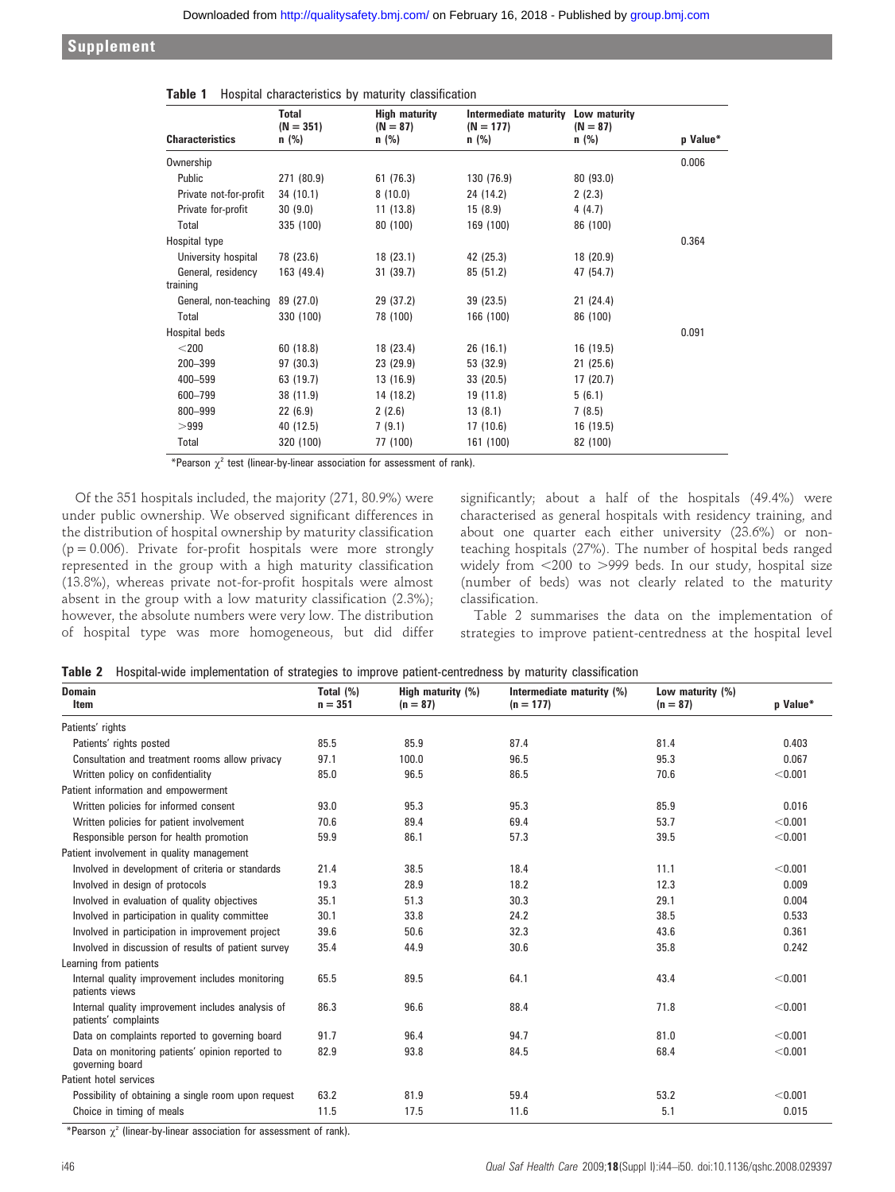**Table 1** Hospital characteristics by maturity classification

| Characteristics | Total (N = 351) n (%) | High maturity (N = 87) n (%) | Intermediate maturity (N = 177) n (%) | Low maturity (N = 87) n (%) | p Value* |
|---|---|---|---|---|---|
| Ownership | | | | | 0.006 |
| Public | 271 (80.9) | 61 (76.3) | 130 (76.9) | 80 (93.0) | |
| Private not-for-profit | 34 (10.1) | 8 (10.0) | 24 (14.2) | 2 (2.3) | |
| Private for-profit | 30 (9.0) | 11 (13.8) | 15 (8.9) | 4 (4.7) | |
| Total | 335 (100) | 80 (100) | 169 (100) | 86 (100) | |
| Hospital type | | | | | 0.364 |
| University hospital | 78 (23.6) | 18 (23.1) | 42 (25.3) | 18 (20.9) | |
| General, residency training | 163 (49.4) | 31 (39.7) | 85 (51.2) | 47 (54.7) | |
| General, non-teaching | 89 (27.0) | 29 (37.2) | 39 (23.5) | 21 (24.4) | |
| Total | 330 (100) | 78 (100) | 166 (100) | 86 (100) | |
| Hospital beds | | | | | 0.091 |
| <200 | 60 (18.8) | 18 (23.4) | 26 (16.1) | 16 (19.5) | |
| 200–399 | 97 (30.3) | 23 (29.9) | 53 (32.9) | 21 (25.6) | |
| 400–599 | 63 (19.7) | 13 (16.9) | 33 (20.5) | 17 (20.7) | |
| 600–799 | 38 (11.9) | 14 (18.2) | 19 (11.8) | 5 (6.1) | |
| 800–999 | 22 (6.9) | 2 (2.6) | 13 (8.1) | 7 (8.5) | |
| >999 | 40 (12.5) | 7 (9.1) | 17 (10.6) | 16 (19.5) | |
| Total | 320 (100) | 77 (100) | 161 (100) | 82 (100) | |

*Pearson $\chi^2$ test (linear-by-linear association for assessment of rank).

Of the 351 hospitals included, the majority (271, 80.9%) were under public ownership. We observed significant differences in the distribution of hospital ownership by maturity classification (p = 0.006). Private for-profit hospitals were more strongly represented in the group with a high maturity classification (13.8%), whereas private not-for-profit hospitals were almost absent in the group with a low maturity classification (2.3%); however, the absolute numbers were very low. The distribution of hospital type was more homogeneous, but did differ significantly; about a half of the hospitals (49.4%) were characterised as general hospitals with residency training, and about one quarter each either university (23.6%) or non-teaching hospitals (27%). The number of hospital beds ranged widely from <200 to >999 beds. In our study, hospital size (number of beds) was not clearly related to the maturity classification.

Table 2 summarises the data on the implementation of strategies to improve patient-centredness at the hospital level

**Table 2** Hospital-wide implementation of strategies to improve patient-centredness by maturity classification

| Domain / Item | Total (%) n = 351 | High maturity (%) (n = 87) | Intermediate maturity (%) (n = 177) | Low maturity (%) (n = 87) | p Value* |
|---|---|---|---|---|---|
| Patients' rights | | | | | |
| Patients' rights posted | 85.5 | 85.9 | 87.4 | 81.4 | 0.403 |
| Consultation and treatment rooms allow privacy | 97.1 | 100.0 | 96.5 | 95.3 | 0.067 |
| Written policy on confidentiality | 85.0 | 96.5 | 86.5 | 70.6 | <0.001 |
| Patient information and empowerment | | | | | |
| Written policies for informed consent | 93.0 | 95.3 | 95.3 | 85.9 | 0.016 |
| Written policies for patient involvement | 70.6 | 89.4 | 69.4 | 53.7 | <0.001 |
| Responsible person for health promotion | 59.9 | 86.1 | 57.3 | 39.5 | <0.001 |
| Patient involvement in quality management | | | | | |
| Involved in development of criteria or standards | 21.4 | 38.5 | 18.4 | 11.1 | <0.001 |
| Involved in design of protocols | 19.3 | 28.9 | 18.2 | 12.3 | 0.009 |
| Involved in evaluation of quality objectives | 35.1 | 51.3 | 30.3 | 29.1 | 0.004 |
| Involved in participation in quality committee | 30.1 | 33.8 | 24.2 | 38.5 | 0.533 |
| Involved in participation in improvement project | 39.6 | 50.6 | 32.3 | 43.6 | 0.361 |
| Involved in discussion of results of patient survey | 35.4 | 44.9 | 30.6 | 35.8 | 0.242 |
| Learning from patients | | | | | |
| Internal quality improvement includes monitoring patients views | 65.5 | 89.5 | 64.1 | 43.4 | <0.001 |
| Internal quality improvement includes analysis of patients' complaints | 86.3 | 96.6 | 88.4 | 71.8 | <0.001 |
| Data on complaints reported to governing board | 91.7 | 96.4 | 94.7 | 81.0 | <0.001 |
| Data on monitoring patients' opinion reported to governing board | 82.9 | 93.8 | 84.5 | 68.4 | <0.001 |
| Patient hotel services | | | | | |
| Possibility of obtaining a single room upon request | 63.2 | 81.9 | 59.4 | 53.2 | <0.001 |
| Choice in timing of meals | 11.5 | 17.5 | 11.6 | 5.1 | 0.015 |

*Pearson $\chi^2$ (linear-by-linear association for assessment of rank).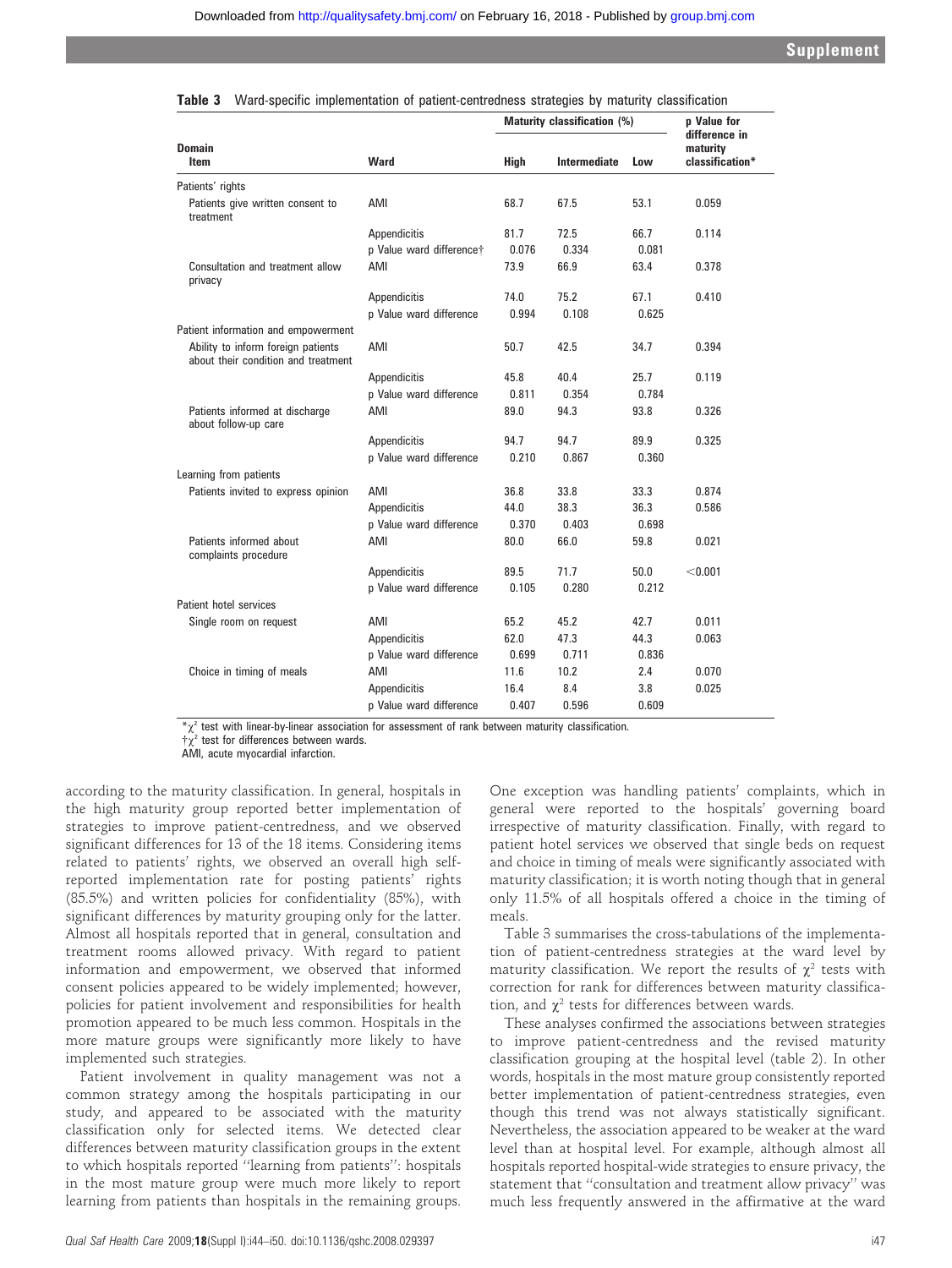**Table 3** Ward-specific implementation of patient-centredness strategies by maturity classification

| Domain<br>Item | Ward | Maturity classification (%) | | | p Value for difference in maturity classification* |
|---|---|---|---|---|---|
| | | High | Intermediate | Low | |
| Patients' rights | | | | | |
| Patients give written consent to treatment | AMI | 68.7 | 67.5 | 53.1 | 0.059 |
| | Appendicitis | 81.7 | 72.5 | 66.7 | 0.114 |
| | p Value ward difference† | 0.076 | 0.334 | 0.081 | |
| Consultation and treatment allow privacy | AMI | 73.9 | 66.9 | 63.4 | 0.378 |
| | Appendicitis | 74.0 | 75.2 | 67.1 | 0.410 |
| | p Value ward difference | 0.994 | 0.108 | 0.625 | |
| Patient information and empowerment | | | | | |
| Ability to inform foreign patients about their condition and treatment | AMI | 50.7 | 42.5 | 34.7 | 0.394 |
| | Appendicitis | 45.8 | 40.4 | 25.7 | 0.119 |
| | p Value ward difference | 0.811 | 0.354 | 0.784 | |
| Patients informed at discharge about follow-up care | AMI | 89.0 | 94.3 | 93.8 | 0.326 |
| | Appendicitis | 94.7 | 94.7 | 89.9 | 0.325 |
| | p Value ward difference | 0.210 | 0.867 | 0.360 | |
| Learning from patients | | | | | |
| Patients invited to express opinion | AMI | 36.8 | 33.8 | 33.3 | 0.874 |
| | Appendicitis | 44.0 | 38.3 | 36.3 | 0.586 |
| | p Value ward difference | 0.370 | 0.403 | 0.698 | |
| Patients informed about complaints procedure | AMI | 80.0 | 66.0 | 59.8 | 0.021 |
| | Appendicitis | 89.5 | 71.7 | 50.0 | <0.001 |
| | p Value ward difference | 0.105 | 0.280 | 0.212 | |
| Patient hotel services | | | | | |
| Single room on request | AMI | 65.2 | 45.2 | 42.7 | 0.011 |
| | Appendicitis | 62.0 | 47.3 | 44.3 | 0.063 |
| | p Value ward difference | 0.699 | 0.711 | 0.836 | |
| Choice in timing of meals | AMI | 11.6 | 10.2 | 2.4 | 0.070 |
| | Appendicitis | 16.4 | 8.4 | 3.8 | 0.025 |
| | p Value ward difference | 0.407 | 0.596 | 0.609 | |

*$\chi^2$ test with linear-by-linear association for assessment of rank between maturity classification.
†$\chi^2$ test for differences between wards.
AMI, acute myocardial infarction.

according to the maturity classification. In general, hospitals in the high maturity group reported better implementation of strategies to improve patient-centredness, and we observed significant differences for 13 of the 18 items. Considering items related to patients' rights, we observed an overall high self-reported implementation rate for posting patients' rights (85.5%) and written policies for confidentiality (85%), with significant differences by maturity grouping only for the latter. Almost all hospitals reported that in general, consultation and treatment rooms allowed privacy. With regard to patient information and empowerment, we observed that informed consent policies appeared to be widely implemented; however, policies for patient involvement and responsibilities for health promotion appeared to be much less common. Hospitals in the more mature groups were significantly more likely to have implemented such strategies.

Patient involvement in quality management was not a common strategy among the hospitals participating in our study, and appeared to be associated with the maturity classification only for selected items. We detected clear differences between maturity classification groups in the extent to which hospitals reported "learning from patients": hospitals in the most mature group were much more likely to report learning from patients than hospitals in the remaining groups. One exception was handling patients' complaints, which in general were reported to the hospitals' governing board irrespective of maturity classification. Finally, with regard to patient hotel services we observed that single beds on request and choice in timing of meals were significantly associated with maturity classification; it is worth noting though that in general only 11.5% of all hospitals offered a choice in the timing of meals.

Table 3 summarises the cross-tabulations of the implementation of patient-centredness strategies at the ward level by maturity classification. We report the results of $\chi^2$ tests with correction for rank for differences between maturity classification, and $\chi^2$ tests for differences between wards.

These analyses confirmed the associations between strategies to improve patient-centredness and the revised maturity classification grouping at the hospital level (table 2). In other words, hospitals in the most mature group consistently reported better implementation of patient-centredness strategies, even though this trend was not always statistically significant. Nevertheless, the association appeared to be weaker at the ward level than at hospital level. For example, although almost all hospitals reported hospital-wide strategies to ensure privacy, the statement that "consultation and treatment allow privacy" was much less frequently answered in the affirmative at the ward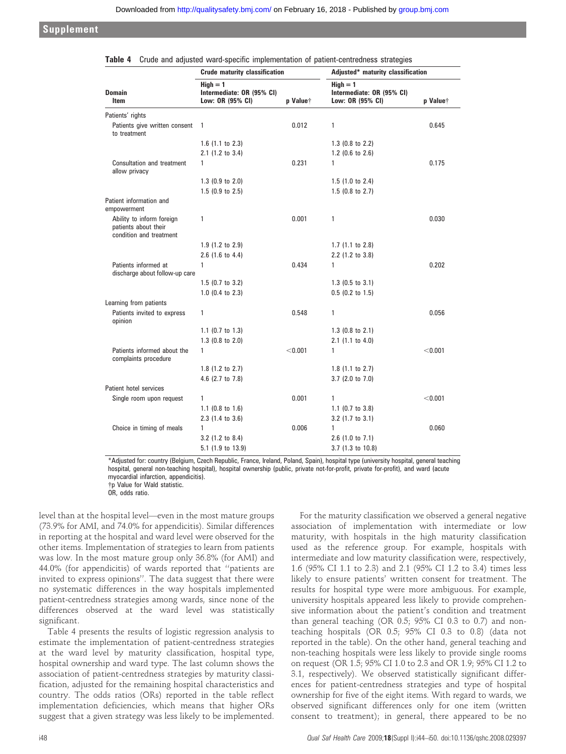**Table 4** Crude and adjusted ward-specific implementation of patient-centredness strategies

| Domain<br>Item | Crude maturity classification<br>High = 1<br>Intermediate: OR (95% CI)<br>Low: OR (95% CI) | p Value† | Adjusted* maturity classification<br>High = 1<br>Intermediate: OR (95% CI)<br>Low: OR (95% CI) | p Value† |
|---|---|---|---|---|
| Patients' rights | | | | |
| Patients give written consent to treatment | 1 | 0.012 | 1 | 0.645 |
| | 1.6 (1.1 to 2.3) | | 1.3 (0.8 to 2.2) | |
| | 2.1 (1.2 to 3.4) | | 1.2 (0.6 to 2.6) | |
| Consultation and treatment allow privacy | 1 | 0.231 | 1 | 0.175 |
| | 1.3 (0.9 to 2.0) | | 1.5 (1.0 to 2.4) | |
| | 1.5 (0.9 to 2.5) | | 1.5 (0.8 to 2.7) | |
| Patient information and empowerment | | | | |
| Ability to inform foreign patients about their condition and treatment | 1 | 0.001 | 1 | 0.030 |
| | 1.9 (1.2 to 2.9) | | 1.7 (1.1 to 2.8) | |
| | 2.6 (1.6 to 4.4) | | 2.2 (1.2 to 3.8) | |
| Patients informed at discharge about follow-up care | 1 | 0.434 | 1 | 0.202 |
| | 1.5 (0.7 to 3.2) | | 1.3 (0.5 to 3.1) | |
| | 1.0 (0.4 to 2.3) | | 0.5 (0.2 to 1.5) | |
| Learning from patients | | | | |
| Patients invited to express opinion | 1 | 0.548 | 1 | 0.056 |
| | 1.1 (0.7 to 1.3) | | 1.3 (0.8 to 2.1) | |
| | 1.3 (0.8 to 2.0) | | 2.1 (1.1 to 4.0) | |
| Patients informed about the complaints procedure | 1 | <0.001 | 1 | <0.001 |
| | 1.8 (1.2 to 2.7) | | 1.8 (1.1 to 2.7) | |
| | 4.6 (2.7 to 7.8) | | 3.7 (2.0 to 7.0) | |
| Patient hotel services | | | | |
| Single room upon request | 1 | 0.001 | 1 | <0.001 |
| | 1.1 (0.8 to 1.6) | | 1.1 (0.7 to 3.8) | |
| | 2.3 (1.4 to 3.6) | | 3.2 (1.7 to 3.1) | |
| Choice in timing of meals | 1 | 0.006 | 1 | 0.060 |
| | 3.2 (1.2 to 8.4) | | 2.6 (1.0 to 7.1) | |
| | 5.1 (1.9 to 13.9) | | 3.7 (1.3 to 10.8) | |

*Adjusted for: country (Belgium, Czech Republic, France, Ireland, Poland, Spain), hospital type (university hospital, general teaching hospital, general non-teaching hospital), hospital ownership (public, private not-for-profit, private for-profit), and ward (acute myocardial infarction, appendicitis).
†p Value for Wald statistic.
OR, odds ratio.

level than at the hospital level—even in the most mature groups (73.9% for AMI, and 74.0% for appendicitis). Similar differences in reporting at the hospital and ward level were observed for the other items. Implementation of strategies to learn from patients was low. In the most mature group only 36.8% (for AMI) and 44.0% (for appendicitis) of wards reported that "patients are invited to express opinions". The data suggest that there were no systematic differences in the way hospitals implemented patient-centredness strategies among wards, since none of the differences observed at the ward level was statistically significant.

Table 4 presents the results of logistic regression analysis to estimate the implementation of patient-centredness strategies at the ward level by maturity classification, hospital type, hospital ownership and ward type. The last column shows the association of patient-centredness strategies by maturity classification, adjusted for the remaining hospital characteristics and country. The odds ratios (ORs) reported in the table reflect implementation deficiencies, which means that higher ORs suggest that a given strategy was less likely to be implemented.

For the maturity classification we observed a general negative association of implementation with intermediate or low maturity, with hospitals in the high maturity classification used as the reference group. For example, hospitals with intermediate and low maturity classification were, respectively, 1.6 (95% CI 1.1 to 2.3) and 2.1 (95% CI 1.2 to 3.4) times less likely to ensure patients' written consent for treatment. The results for hospital type were more ambiguous. For example, university hospitals appeared less likely to provide comprehensive information about the patient's condition and treatment than general teaching (OR 0.5; 95% CI 0.3 to 0.7) and non-teaching hospitals (OR 0.5; 95% CI 0.3 to 0.8) (data not reported in the table). On the other hand, general teaching and non-teaching hospitals were less likely to provide single rooms on request (OR 1.5; 95% CI 1.0 to 2.3 and OR 1.9; 95% CI 1.2 to 3.1, respectively). We observed statistically significant differences for patient-centredness strategies and type of hospital ownership for five of the eight items. With regard to wards, we observed significant differences only for one item (written consent to treatment); in general, there appeared to be no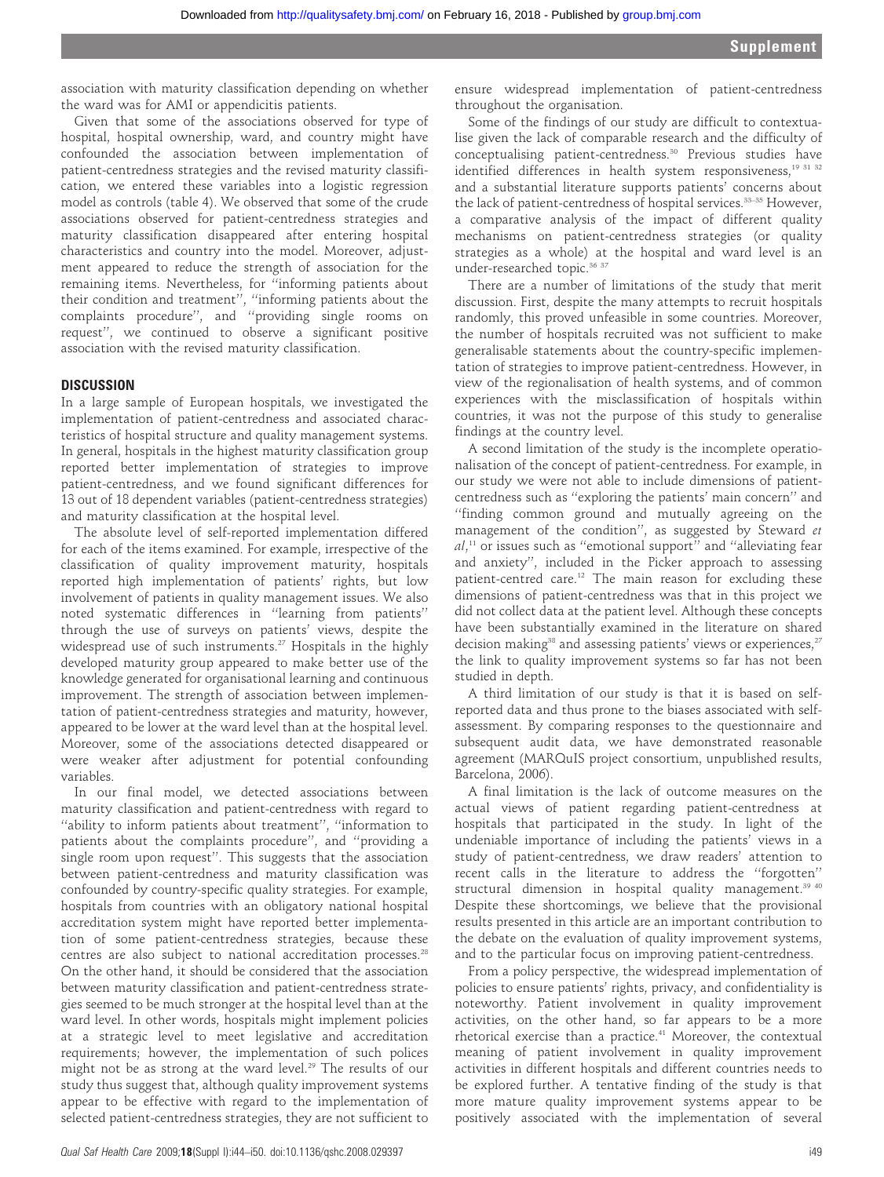association with maturity classification depending on whether the ward was for AMI or appendicitis patients.

Given that some of the associations observed for type of hospital, hospital ownership, ward, and country might have confounded the association between implementation of patient-centredness strategies and the revised maturity classification, we entered these variables into a logistic regression model as controls (table 4). We observed that some of the crude associations observed for patient-centredness strategies and maturity classification disappeared after entering hospital characteristics and country into the model. Moreover, adjustment appeared to reduce the strength of association for the remaining items. Nevertheless, for "informing patients about their condition and treatment", "informing patients about the complaints procedure", and "providing single rooms on request", we continued to observe a significant positive association with the revised maturity classification.

## DISCUSSION

In a large sample of European hospitals, we investigated the implementation of patient-centredness and associated characteristics of hospital structure and quality management systems. In general, hospitals in the highest maturity classification group reported better implementation of strategies to improve patient-centredness, and we found significant differences for 13 out of 18 dependent variables (patient-centredness strategies) and maturity classification at the hospital level.

The absolute level of self-reported implementation differed for each of the items examined. For example, irrespective of the classification of quality improvement maturity, hospitals reported high implementation of patients' rights, but low involvement of patients in quality management issues. We also noted systematic differences in "learning from patients" through the use of surveys on patients' views, despite the widespread use of such instruments.[27] Hospitals in the highly developed maturity group appeared to make better use of the knowledge generated for organisational learning and continuous improvement. The strength of association between implementation of patient-centredness strategies and maturity, however, appeared to be lower at the ward level than at the hospital level. Moreover, some of the associations detected disappeared or were weaker after adjustment for potential confounding variables.

In our final model, we detected associations between maturity classification and patient-centredness with regard to "ability to inform patients about treatment", "information to patients about the complaints procedure", and "providing a single room upon request". This suggests that the association between patient-centredness and maturity classification was confounded by country-specific quality strategies. For example, hospitals from countries with an obligatory national hospital accreditation system might have reported better implementation of some patient-centredness strategies, because these centres are also subject to national accreditation processes.[28] On the other hand, it should be considered that the association between maturity classification and patient-centredness strategies seemed to be much stronger at the hospital level than at the ward level. In other words, hospitals might implement policies at a strategic level to meet legislative and accreditation requirements; however, the implementation of such polices might not be as strong at the ward level.[29] The results of our study thus suggest that, although quality improvement systems appear to be effective with regard to the implementation of selected patient-centredness strategies, they are not sufficient to ensure widespread implementation of patient-centredness throughout the organisation.

Some of the findings of our study are difficult to contextualise given the lack of comparable research and the difficulty of conceptualising patient-centredness.[30] Previous studies have identified differences in health system responsiveness,[19 31 32] and a substantial literature supports patients' concerns about the lack of patient-centredness of hospital services.[33–35] However, a comparative analysis of the impact of different quality mechanisms on patient-centredness strategies (or quality strategies as a whole) at the hospital and ward level is an under-researched topic.[36 37]

There are a number of limitations of the study that merit discussion. First, despite the many attempts to recruit hospitals randomly, this proved unfeasible in some countries. Moreover, the number of hospitals recruited was not sufficient to make generalisable statements about the country-specific implementation of strategies to improve patient-centredness. However, in view of the regionalisation of health systems, and of common experiences with the misclassification of hospitals within countries, it was not the purpose of this study to generalise findings at the country level.

A second limitation of the study is the incomplete operationalisation of the concept of patient-centredness. For example, in our study we were not able to include dimensions of patient-centredness such as "exploring the patients' main concern" and "finding common ground and mutually agreeing on the management of the condition", as suggested by Steward *et al*,[11] or issues such as "emotional support" and "alleviating fear and anxiety", included in the Picker approach to assessing patient-centred care.[12] The main reason for excluding these dimensions of patient-centredness was that in this project we did not collect data at the patient level. Although these concepts have been substantially examined in the literature on shared decision making[38] and assessing patients' views or experiences,[27] the link to quality improvement systems so far has not been studied in depth.

A third limitation of our study is that it is based on self-reported data and thus prone to the biases associated with self-assessment. By comparing responses to the questionnaire and subsequent audit data, we have demonstrated reasonable agreement (MARQuIS project consortium, unpublished results, Barcelona, 2006).

A final limitation is the lack of outcome measures on the actual views of patient regarding patient-centredness at hospitals that participated in the study. In light of the undeniable importance of including the patients' views in a study of patient-centredness, we draw readers' attention to recent calls in the literature to address the "forgotten" structural dimension in hospital quality management.[39 40] Despite these shortcomings, we believe that the provisional results presented in this article are an important contribution to the debate on the evaluation of quality improvement systems, and to the particular focus on improving patient-centredness.

From a policy perspective, the widespread implementation of policies to ensure patients' rights, privacy, and confidentiality is noteworthy. Patient involvement in quality improvement activities, on the other hand, so far appears to be a more rhetorical exercise than a practice.[41] Moreover, the contextual meaning of patient involvement in quality improvement activities in different hospitals and different countries needs to be explored further. A tentative finding of the study is that more mature quality improvement systems appear to be positively associated with the implementation of several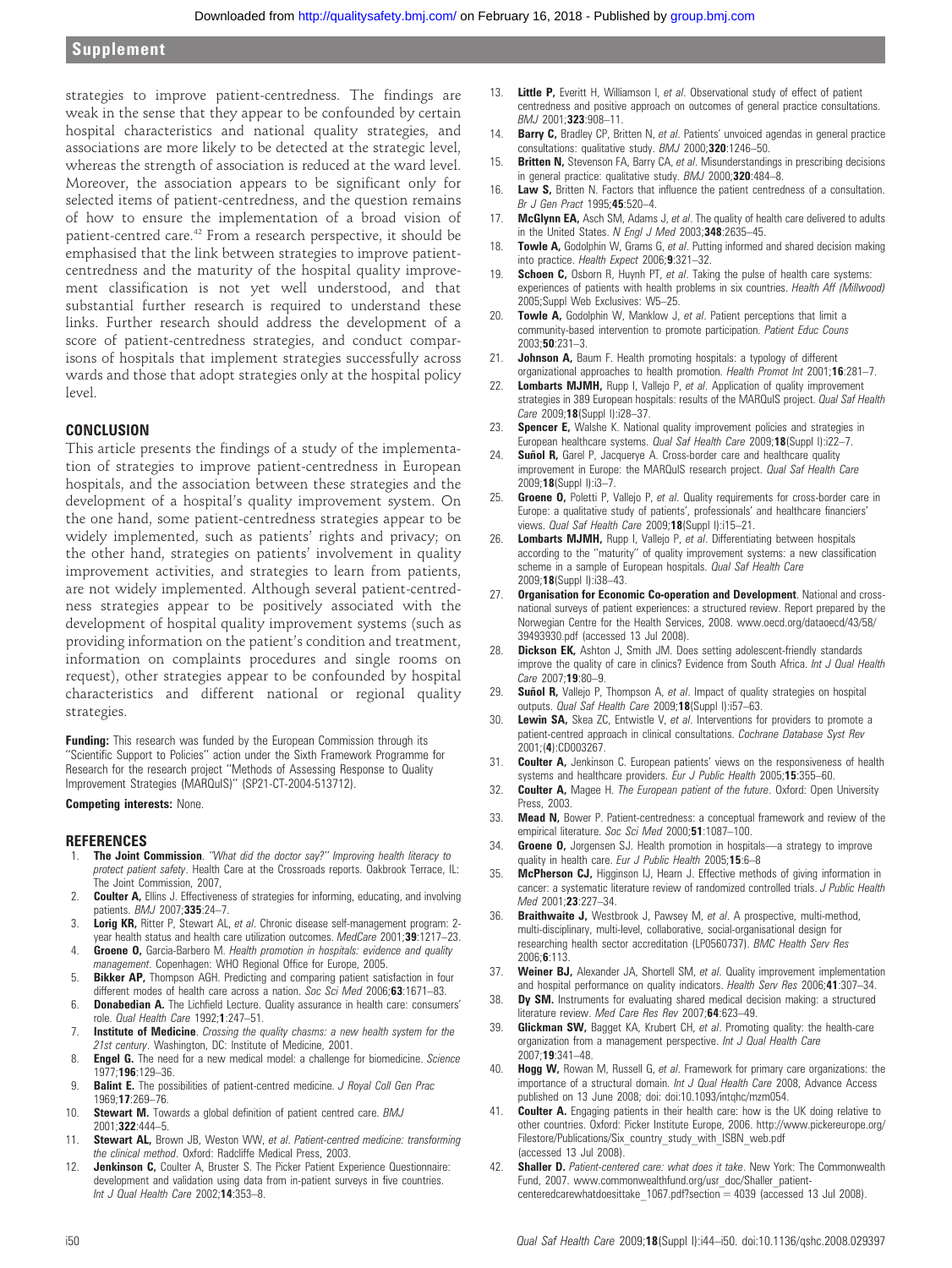strategies to improve patient-centredness. The findings are weak in the sense that they appear to be confounded by certain hospital characteristics and national quality strategies, and associations are more likely to be detected at the strategic level, whereas the strength of association is reduced at the ward level. Moreover, the association appears to be significant only for selected items of patient-centredness, and the question remains of how to ensure the implementation of a broad vision of patient-centred care.[42] From a research perspective, it should be emphasised that the link between strategies to improve patient-centredness and the maturity of the hospital quality improvement classification is not yet well understood, and that substantial further research is required to understand these links. Further research should address the development of a score of patient-centredness strategies, and conduct comparisons of hospitals that implement strategies successfully across wards and those that adopt strategies only at the hospital policy level.

## CONCLUSION

This article presents the findings of a study of the implementation of strategies to improve patient-centredness in European hospitals, and the association between these strategies and the development of a hospital's quality improvement system. On the one hand, some patient-centredness strategies appear to be widely implemented, such as patients' rights and privacy; on the other hand, strategies on patients' involvement in quality improvement activities, and strategies to learn from patients, are not widely implemented. Although several patient-centredness strategies appear to be positively associated with the development of hospital quality improvement systems (such as providing information on the patient's condition and treatment, information on complaints procedures and single rooms on request), other strategies appear to be confounded by hospital characteristics and different national or regional quality strategies.

**Funding:** This research was funded by the European Commission through its "Scientific Support to Policies" action under the Sixth Framework Programme for Research for the research project "Methods of Assessing Response to Quality Improvement Strategies (MARQuIS)" (SP21-CT-2004-513712).

**Competing interests:** None.

## REFERENCES

1. **The Joint Commission**. *"What did the doctor say?" Improving health literacy to protect patient safety*. Health Care at the Crossroads reports. Oakbrook Terrace, IL: The Joint Commission, 2007.
2. **Coulter A,** Ellins J. Effectiveness of strategies for informing, educating, and involving patients. *BMJ* 2007;**335**:24–7.
3. **Lorig KR,** Ritter P, Stewart AL, *et al*. Chronic disease self-management program: 2-year health status and health care utilization outcomes. *MedCare* 2001;**39**:1217–23.
4. **Groene O,** Garcia-Barbero M. *Health promotion in hospitals: evidence and quality management*. Copenhagen: WHO Regional Office for Europe, 2005.
5. **Bikker AP,** Thompson AGH. Predicting and comparing patient satisfaction in four different modes of health care across a nation. *Soc Sci Med* 2006;**63**:1671–83.
6. **Donabedian A.** The Lichfield Lecture. Quality assurance in health care: consumers' role. *Qual Health Care* 1992;**1**:247–51.
7. **Institute of Medicine**. *Crossing the quality chasms: a new health system for the 21st century*. Washington, DC: Institute of Medicine, 2001.
8. **Engel G.** The need for a new medical model: a challenge for biomedicine. *Science* 1977;**196**:129–36.
9. **Balint E.** The possibilities of patient-centred medicine. *J Royal Coll Gen Prac* 1969;**17**:269–76.
10. **Stewart M.** Towards a global definition of patient centred care. *BMJ* 2001;**322**:444–5.
11. **Stewart AL,** Brown JB, Weston WW, *et al*. *Patient-centred medicine: transforming the clinical method*. Oxford: Radcliffe Medical Press, 2003.
12. **Jenkinson C,** Coulter A, Bruster S. The Picker Patient Experience Questionnaire: development and validation using data from in-patient surveys in five countries. *Int J Qual Health Care* 2002;**14**:353–8.
13. **Little P,** Everitt H, Williamson I, *et al*. Observational study of effect of patient centredness and positive approach on outcomes of general practice consultations. *BMJ* 2001;**323**:908–11.
14. **Barry C,** Bradley CP, Britten N, *et al*. Patients' unvoiced agendas in general practice consultations: qualitative study. *BMJ* 2000;**320**:1246–50.
15. **Britten N,** Stevenson FA, Barry CA, *et al*. Misunderstandings in prescribing decisions in general practice: qualitative study. *BMJ* 2000;**320**:484–8.
16. **Law S,** Britten N. Factors that influence the patient centredness of a consultation. *Br J Gen Pract* 1995;**45**:520–4.
17. **McGlynn EA,** Asch SM, Adams J, *et al*. The quality of health care delivered to adults in the United States. *N Engl J Med* 2003;**348**:2635–45.
18. **Towle A,** Godolphin W, Grams G, *et al*. Putting informed and shared decision making into practice. *Health Expect* 2006;**9**:321–32.
19. **Schoen C,** Osborn R, Huynh PT, *et al*. Taking the pulse of health care systems: experiences of patients with health problems in six countries. *Health Aff (Millwood)* 2005;Suppl Web Exclusives: W5–25.
20. **Towle A,** Godolphin W, Manklow J, *et al*. Patient perceptions that limit a community-based intervention to promote participation. *Patient Educ Couns* 2003;**50**:231–3.
21. **Johnson A,** Baum F. Health promoting hospitals: a typology of different organizational approaches to health promotion. *Health Promot Int* 2001;**16**:281–7.
22. **Lombarts MJMH,** Rupp I, Vallejo P, *et al*. Application of quality improvement strategies in 389 European hospitals: results of the MARQuIS project. *Qual Saf Health Care* 2009;**18**(Suppl I):i28–37.
23. **Spencer E,** Walshe K. National quality improvement policies and strategies in European healthcare systems. *Qual Saf Health Care* 2009;**18**(Suppl I):i22–7.
24. **Suñol R,** Garel P, Jacquerye A. Cross-border care and healthcare quality improvement in Europe: the MARQuIS research project. *Qual Saf Health Care* 2009;**18**(Suppl I):i3–7.
25. **Groene O,** Poletti P, Vallejo P, *et al*. Quality requirements for cross-border care in Europe: a qualitative study of patients', professionals' and healthcare financiers' views. *Qual Saf Health Care* 2009;**18**(Suppl I):i15–21.
26. **Lombarts MJMH,** Rupp I, Vallejo P, *et al*. Differentiating between hospitals according to the "maturity" of quality improvement systems: a new classification scheme in a sample of European hospitals. *Qual Saf Health Care* 2009;**18**(Suppl I):i38–43.
27. **Organisation for Economic Co-operation and Development**. National and cross-national surveys of patient experiences: a structured review. Report prepared by the Norwegian Centre for the Health Services, 2008. www.oecd.org/dataoecd/43/58/39493930.pdf (accessed 13 Jul 2008).
28. **Dickson EK,** Ashton J, Smith JM. Does setting adolescent-friendly standards improve the quality of care in clinics? Evidence from South Africa. *Int J Qual Health Care* 2007;**19**:80–9.
29. **Suñol R,** Vallejo P, Thompson A, *et al*. Impact of quality strategies on hospital outputs. *Qual Saf Health Care* 2009;**18**(Suppl I):i57–63.
30. **Lewin SA,** Skea ZC, Entwistle V, *et al*. Interventions for providers to promote a patient-centred approach in clinical consultations. *Cochrane Database Syst Rev* 2001;(**4**):CD003267.
31. **Coulter A,** Jenkinson C. European patients' views on the responsiveness of health systems and healthcare providers. *Eur J Public Health* 2005;**15**:355–60.
32. **Coulter A,** Magee H. *The European patient of the future*. Oxford: Open University Press, 2003.
33. **Mead N,** Bower P. Patient-centredness: a conceptual framework and review of the empirical literature. *Soc Sci Med* 2000;**51**:1087–100.
34. **Groene O,** Jorgensen SJ. Health promotion in hospitals—a strategy to improve quality in health care. *Eur J Public Health* 2005;**15**:6–8
35. **McPherson CJ,** Higginson IJ, Hearn J. Effective methods of giving information in cancer: a systematic literature review of randomized controlled trials. *J Public Health Med* 2001;**23**:227–34.
36. **Braithwaite J,** Westbrook J, Pawsey M, *et al*. A prospective, multi-method, multi-disciplinary, multi-level, collaborative, social-organisational design for researching health sector accreditation (LP0560737). *BMC Health Serv Res* 2006;**6**:113.
37. **Weiner BJ,** Alexander JA, Shortell SM, *et al*. Quality improvement implementation and hospital performance on quality indicators. *Health Serv Res* 2006;**41**:307–34.
38. **Dy SM.** Instruments for evaluating shared medical decision making: a structured literature review. *Med Care Res Rev* 2007;**64**:623–49.
39. **Glickman SW,** Bagget KA, Krubert CH, *et al*. Promoting quality: the health-care organization from a management perspective. *Int J Qual Health Care* 2007;**19**:341–48.
40. **Hogg W,** Rowan M, Russell G, *et al*. Framework for primary care organizations: the importance of a structural domain. *Int J Qual Health Care* 2008, Advance Access published on 13 June 2008; doi: doi:10.1093/intqhc/mzm054.
41. **Coulter A.** Engaging patients in their health care: how is the UK doing relative to other countries. Oxford: Picker Institute Europe, 2006. http://www.pickereurope.org/Filestore/Publications/Six_country_study_with_ISBN_web.pdf (accessed 13 Jul 2008).
42. **Shaller D.** *Patient-centered care: what does it take*. New York: The Commonwealth Fund, 2007. www.commonwealthfund.org/usr_doc/Shaller_patient-centeredcarewhatdoesittake_1067.pdf?section = 4039 (accessed 13 Jul 2008).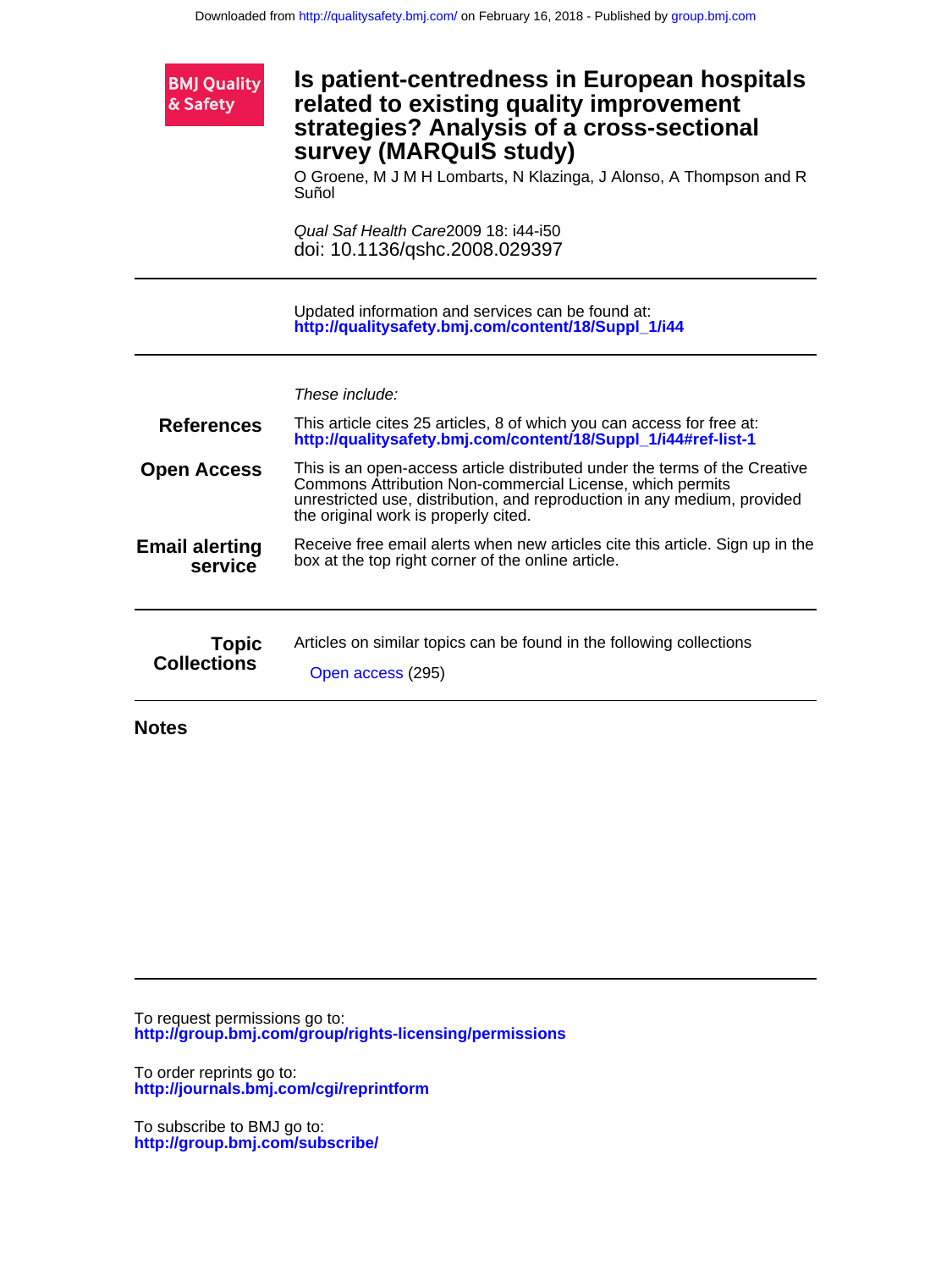Downloaded from http://qualitysafety.bmj.com/ on February 16, 2018 - Published by group.bmj.com

BMJ Quality & Safety

# Is patient-centredness in European hospitals related to existing quality improvement strategies? Analysis of a cross-sectional survey (MARQuIS study)

O Groene, M J M H Lombarts, N Klazinga, J Alonso, A Thompson and R Suñol

*Qual Saf Health Care*2009 18: i44-i50
doi: 10.1136/qshc.2008.029397

Updated information and services can be found at:
**http://qualitysafety.bmj.com/content/18/Suppl_1/i44**

*These include:*

**References**

This article cites 25 articles, 8 of which you can access for free at:
**http://qualitysafety.bmj.com/content/18/Suppl_1/i44#ref-list-1**

**Open Access**

This is an open-access article distributed under the terms of the Creative Commons Attribution Non-commercial License, which permits unrestricted use, distribution, and reproduction in any medium, provided the original work is properly cited.

**Email alerting service**

Receive free email alerts when new articles cite this article. Sign up in the box at the top right corner of the online article.

**Topic Collections**

Articles on similar topics can be found in the following collections

Open access (295)

## Notes

To request permissions go to:
**http://group.bmj.com/group/rights-licensing/permissions**

To order reprints go to:
**http://journals.bmj.com/cgi/reprintform**

To subscribe to BMJ go to:
**http://group.bmj.com/subscribe/**